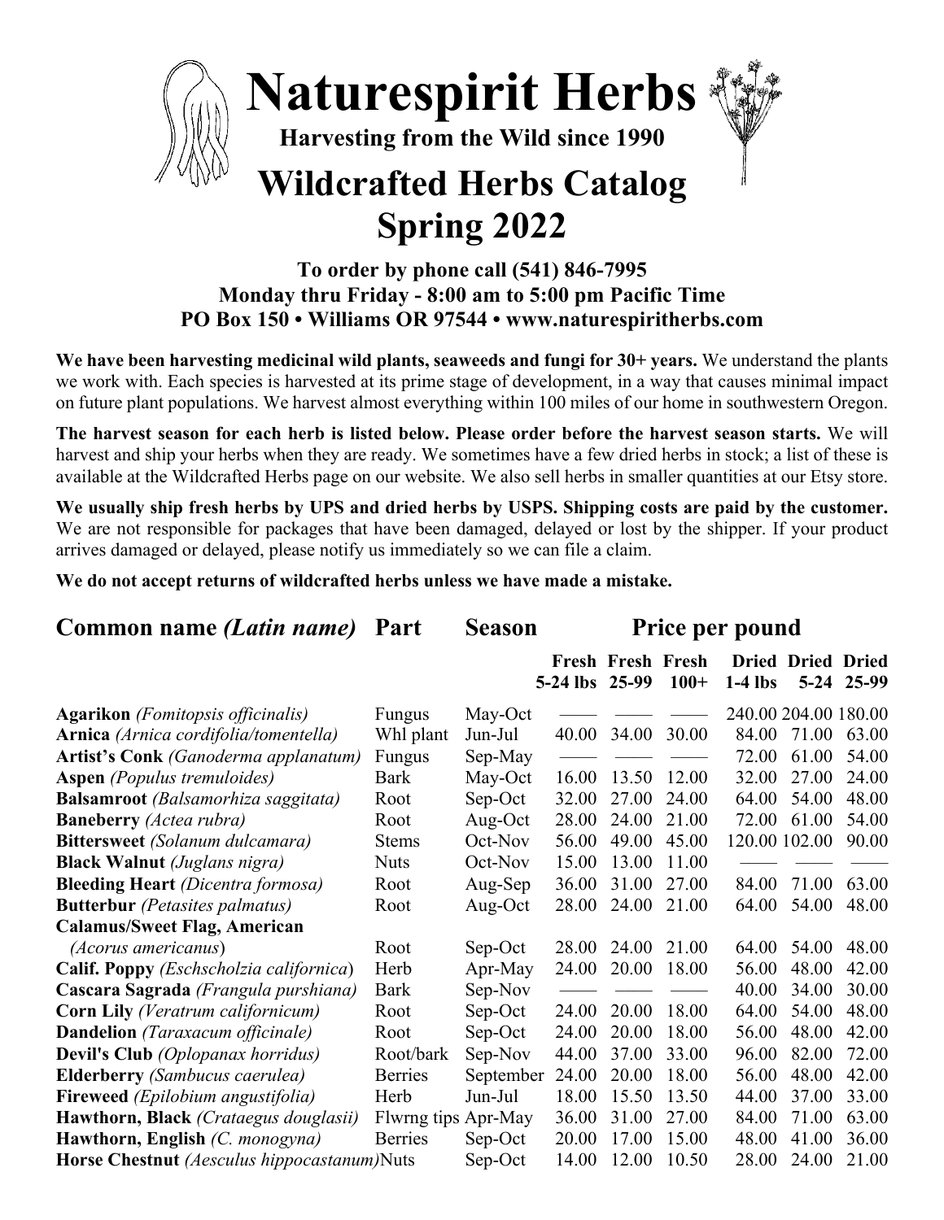# Naturespirit Herbs

**Harvesting from the Wild since 1990**

# Wildcrafted Herbs Catalog
# Spring 2022

**To order by phone call (541) 846-7995**
**Monday thru Friday - 8:00 am to 5:00 pm Pacific Time**
**PO Box 150 • Williams OR 97544 • www.naturespiritherbs.com**

**We have been harvesting medicinal wild plants, seaweeds and fungi for 30+ years.** We understand the plants we work with. Each species is harvested at its prime stage of development, in a way that causes minimal impact on future plant populations. We harvest almost everything within 100 miles of our home in southwestern Oregon.

**The harvest season for each herb is listed below. Please order before the harvest season starts.** We will harvest and ship your herbs when they are ready. We sometimes have a few dried herbs in stock; a list of these is available at the Wildcrafted Herbs page on our website. We also sell herbs in smaller quantities at our Etsy store.

**We usually ship fresh herbs by UPS and dried herbs by USPS. Shipping costs are paid by the customer.** We are not responsible for packages that have been damaged, delayed or lost by the shipper. If your product arrives damaged or delayed, please notify us immediately so we can file a claim.

**We do not accept returns of wildcrafted herbs unless we have made a mistake.**

| Common name *(Latin name)* | Part | Season | Price per pound | | | | | |
|---|---|---|---|---|---|---|---|---|
| | | | Fresh 5-24 lbs | Fresh 25-99 | Fresh 100+ | Dried 1-4 lbs | Dried 5-24 | Dried 25-99 |
| **Agarikon** *(Fomitopsis officinalis)* | Fungus | May-Oct | —— | —— | —— | 240.00 | 204.00 | 180.00 |
| **Arnica** *(Arnica cordifolia/tomentella)* | Whl plant | Jun-Jul | 40.00 | 34.00 | 30.00 | 84.00 | 71.00 | 63.00 |
| **Artist's Conk** *(Ganoderma applanatum)* | Fungus | Sep-May | —— | —— | —— | 72.00 | 61.00 | 54.00 |
| **Aspen** *(Populus tremuloides)* | Bark | May-Oct | 16.00 | 13.50 | 12.00 | 32.00 | 27.00 | 24.00 |
| **Balsamroot** *(Balsamorhiza saggitata)* | Root | Sep-Oct | 32.00 | 27.00 | 24.00 | 64.00 | 54.00 | 48.00 |
| **Baneberry** *(Actea rubra)* | Root | Aug-Oct | 28.00 | 24.00 | 21.00 | 72.00 | 61.00 | 54.00 |
| **Bittersweet** *(Solanum dulcamara)* | Stems | Oct-Nov | 56.00 | 49.00 | 45.00 | 120.00 | 102.00 | 90.00 |
| **Black Walnut** *(Juglans nigra)* | Nuts | Oct-Nov | 15.00 | 13.00 | 11.00 | —— | —— | —— |
| **Bleeding Heart** *(Dicentra formosa)* | Root | Aug-Sep | 36.00 | 31.00 | 27.00 | 84.00 | 71.00 | 63.00 |
| **Butterbur** *(Petasites palmatus)* | Root | Aug-Oct | 28.00 | 24.00 | 21.00 | 64.00 | 54.00 | 48.00 |
| **Calamus/Sweet Flag, American** *(Acorus americanus)* | Root | Sep-Oct | 28.00 | 24.00 | 21.00 | 64.00 | 54.00 | 48.00 |
| **Calif. Poppy** *(Eschscholzia californica)* | Herb | Apr-May | 24.00 | 20.00 | 18.00 | 56.00 | 48.00 | 42.00 |
| **Cascara Sagrada** *(Frangula purshiana)* | Bark | Sep-Nov | —— | —— | —— | 40.00 | 34.00 | 30.00 |
| **Corn Lily** *(Veratrum californicum)* | Root | Sep-Oct | 24.00 | 20.00 | 18.00 | 64.00 | 54.00 | 48.00 |
| **Dandelion** *(Taraxacum officinale)* | Root | Sep-Oct | 24.00 | 20.00 | 18.00 | 56.00 | 48.00 | 42.00 |
| **Devil's Club** *(Oplopanax horridus)* | Root/bark | Sep-Nov | 44.00 | 37.00 | 33.00 | 96.00 | 82.00 | 72.00 |
| **Elderberry** *(Sambucus caerulea)* | Berries | September | 24.00 | 20.00 | 18.00 | 56.00 | 48.00 | 42.00 |
| **Fireweed** *(Epilobium angustifolia)* | Herb | Jun-Jul | 18.00 | 15.50 | 13.50 | 44.00 | 37.00 | 33.00 |
| **Hawthorn, Black** *(Crataegus douglasii)* | Flwrng tips | Apr-May | 36.00 | 31.00 | 27.00 | 84.00 | 71.00 | 63.00 |
| **Hawthorn, English** *(C. monogyna)* | Berries | Sep-Oct | 20.00 | 17.00 | 15.00 | 48.00 | 41.00 | 36.00 |
| **Horse Chestnut** *(Aesculus hippocastanum)* | Nuts | Sep-Oct | 14.00 | 12.00 | 10.50 | 28.00 | 24.00 | 21.00 |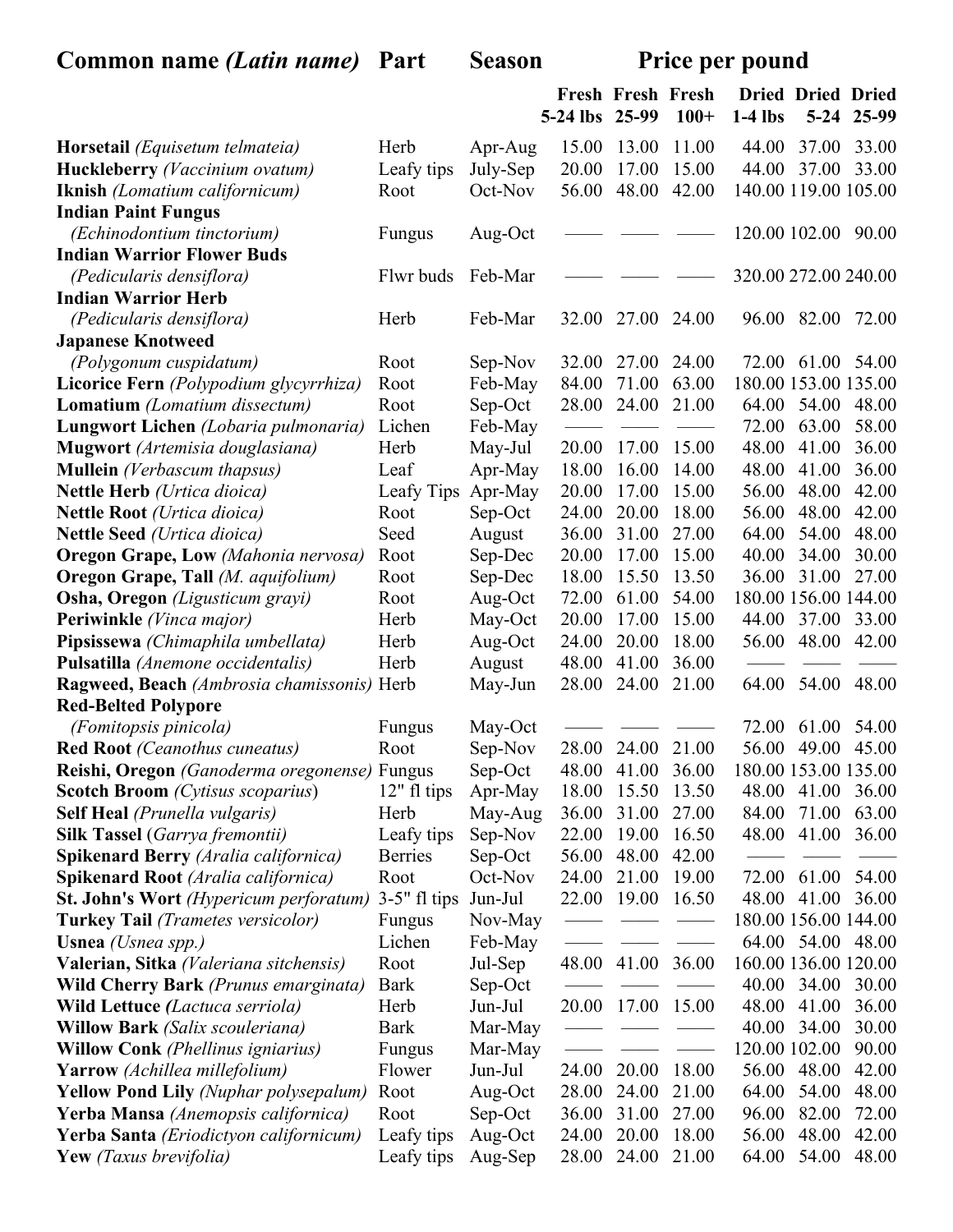| Common name (*Latin name*) | Part | Season | Price per pound | | | | | |
|---|---|---|---|---|---|---|---|---|
| | | | Fresh 5-24 lbs | Fresh 25-99 | Fresh 100+ | Dried 1-4 lbs | Dried 5-24 | Dried 25-99 |
| **Horsetail** *(Equisetum telmateia)* | Herb | Apr-Aug | 15.00 | 13.00 | 11.00 | 44.00 | 37.00 | 33.00 |
| **Huckleberry** *(Vaccinium ovatum)* | Leafy tips | July-Sep | 20.00 | 17.00 | 15.00 | 44.00 | 37.00 | 33.00 |
| **Iknish** *(Lomatium californicum)* | Root | Oct-Nov | 56.00 | 48.00 | 42.00 | 140.00 | 119.00 | 105.00 |
| **Indian Paint Fungus** *(Echinodontium tinctorium)* | Fungus | Aug-Oct | —— | —— | —— | 120.00 | 102.00 | 90.00 |
| **Indian Warrior Flower Buds** *(Pedicularis densiflora)* | Flwr buds | Feb-Mar | —— | —— | —— | 320.00 | 272.00 | 240.00 |
| **Indian Warrior Herb** *(Pedicularis densiflora)* | Herb | Feb-Mar | 32.00 | 27.00 | 24.00 | 96.00 | 82.00 | 72.00 |
| **Japanese Knotweed** *(Polygonum cuspidatum)* | Root | Sep-Nov | 32.00 | 27.00 | 24.00 | 72.00 | 61.00 | 54.00 |
| **Licorice Fern** *(Polypodium glycyrrhiza)* | Root | Feb-May | 84.00 | 71.00 | 63.00 | 180.00 | 153.00 | 135.00 |
| **Lomatium** *(Lomatium dissectum)* | Root | Sep-Oct | 28.00 | 24.00 | 21.00 | 64.00 | 54.00 | 48.00 |
| **Lungwort Lichen** *(Lobaria pulmonaria)* | Lichen | Feb-May | —— | —— | —— | 72.00 | 63.00 | 58.00 |
| **Mugwort** *(Artemisia douglasiana)* | Herb | May-Jul | 20.00 | 17.00 | 15.00 | 48.00 | 41.00 | 36.00 |
| **Mullein** *(Verbascum thapsus)* | Leaf | Apr-May | 18.00 | 16.00 | 14.00 | 48.00 | 41.00 | 36.00 |
| **Nettle Herb** *(Urtica dioica)* | Leafy Tips | Apr-May | 20.00 | 17.00 | 15.00 | 56.00 | 48.00 | 42.00 |
| **Nettle Root** *(Urtica dioica)* | Root | Sep-Oct | 24.00 | 20.00 | 18.00 | 56.00 | 48.00 | 42.00 |
| **Nettle Seed** *(Urtica dioica)* | Seed | August | 36.00 | 31.00 | 27.00 | 64.00 | 54.00 | 48.00 |
| **Oregon Grape, Low** *(Mahonia nervosa)* | Root | Sep-Dec | 20.00 | 17.00 | 15.00 | 40.00 | 34.00 | 30.00 |
| **Oregon Grape, Tall** *(M. aquifolium)* | Root | Sep-Dec | 18.00 | 15.50 | 13.50 | 36.00 | 31.00 | 27.00 |
| **Osha, Oregon** *(Ligusticum grayi)* | Root | Aug-Oct | 72.00 | 61.00 | 54.00 | 180.00 | 156.00 | 144.00 |
| **Periwinkle** *(Vinca major)* | Herb | May-Oct | 20.00 | 17.00 | 15.00 | 44.00 | 37.00 | 33.00 |
| **Pipsissewa** *(Chimaphila umbellata)* | Herb | Aug-Oct | 24.00 | 20.00 | 18.00 | 56.00 | 48.00 | 42.00 |
| **Pulsatilla** *(Anemone occidentalis)* | Herb | August | 48.00 | 41.00 | 36.00 | —— | —— | —— |
| **Ragweed, Beach** *(Ambrosia chamissonis)* | Herb | May-Jun | 28.00 | 24.00 | 21.00 | 64.00 | 54.00 | 48.00 |
| **Red-Belted Polypore** *(Fomitopsis pinicola)* | Fungus | May-Oct | —— | —— | —— | 72.00 | 61.00 | 54.00 |
| **Red Root** *(Ceanothus cuneatus)* | Root | Sep-Nov | 28.00 | 24.00 | 21.00 | 56.00 | 49.00 | 45.00 |
| **Reishi, Oregon** *(Ganoderma oregonense)* | Fungus | Sep-Oct | 48.00 | 41.00 | 36.00 | 180.00 | 153.00 | 135.00 |
| **Scotch Broom** *(Cytisus scoparius)* | 12" fl tips | Apr-May | 18.00 | 15.50 | 13.50 | 48.00 | 41.00 | 36.00 |
| **Self Heal** *(Prunella vulgaris)* | Herb | May-Aug | 36.00 | 31.00 | 27.00 | 84.00 | 71.00 | 63.00 |
| **Silk Tassel** *(Garrya fremontii)* | Leafy tips | Sep-Nov | 22.00 | 19.00 | 16.50 | 48.00 | 41.00 | 36.00 |
| **Spikenard Berry** *(Aralia californica)* | Berries | Sep-Oct | 56.00 | 48.00 | 42.00 | —— | —— | —— |
| **Spikenard Root** *(Aralia californica)* | Root | Oct-Nov | 24.00 | 21.00 | 19.00 | 72.00 | 61.00 | 54.00 |
| **St. John's Wort** *(Hypericum perforatum)* | 3-5" fl tips | Jun-Jul | 22.00 | 19.00 | 16.50 | 48.00 | 41.00 | 36.00 |
| **Turkey Tail** *(Trametes versicolor)* | Fungus | Nov-May | —— | —— | —— | 180.00 | 156.00 | 144.00 |
| **Usnea** *(Usnea spp.)* | Lichen | Feb-May | —— | —— | —— | 64.00 | 54.00 | 48.00 |
| **Valerian, Sitka** *(Valeriana sitchensis)* | Root | Jul-Sep | 48.00 | 41.00 | 36.00 | 160.00 | 136.00 | 120.00 |
| **Wild Cherry Bark** *(Prunus emarginata)* | Bark | Sep-Oct | —— | —— | —— | 40.00 | 34.00 | 30.00 |
| **Wild Lettuce** *(Lactuca serriola)* | Herb | Jun-Jul | 20.00 | 17.00 | 15.00 | 48.00 | 41.00 | 36.00 |
| **Willow Bark** *(Salix scouleriana)* | Bark | Mar-May | —— | —— | —— | 40.00 | 34.00 | 30.00 |
| **Willow Conk** *(Phellinus igniarius)* | Fungus | Mar-May | —— | —— | —— | 120.00 | 102.00 | 90.00 |
| **Yarrow** *(Achillea millefolium)* | Flower | Jun-Jul | 24.00 | 20.00 | 18.00 | 56.00 | 48.00 | 42.00 |
| **Yellow Pond Lily** *(Nuphar polysepalum)* | Root | Aug-Oct | 28.00 | 24.00 | 21.00 | 64.00 | 54.00 | 48.00 |
| **Yerba Mansa** *(Anemopsis californica)* | Root | Sep-Oct | 36.00 | 31.00 | 27.00 | 96.00 | 82.00 | 72.00 |
| **Yerba Santa** *(Eriodictyon californicum)* | Leafy tips | Aug-Oct | 24.00 | 20.00 | 18.00 | 56.00 | 48.00 | 42.00 |
| **Yew** *(Taxus brevifolia)* | Leafy tips | Aug-Sep | 28.00 | 24.00 | 21.00 | 64.00 | 54.00 | 48.00 |